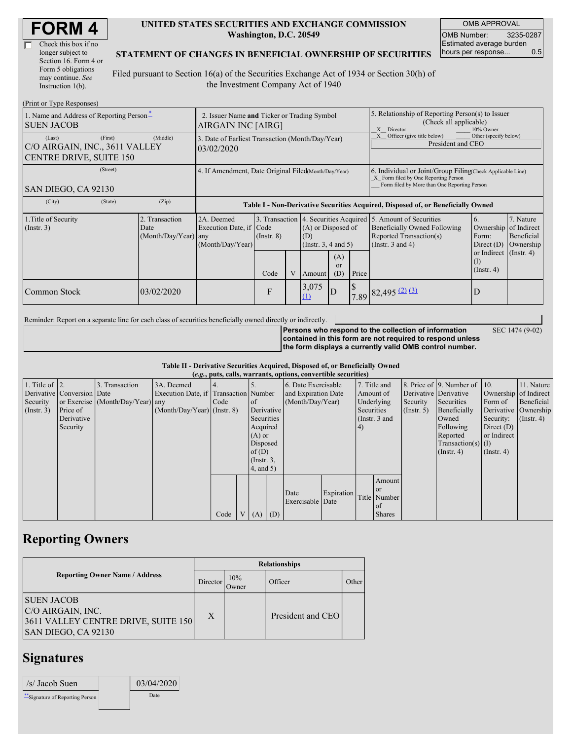# FORM 4

☐ Check this box if no longer subject to Section 16. Form 4 or Form 5 obligations may continue. *See* Instruction 1(b).

**UNITED STATES SECURITIES AND EXCHANGE COMMISSION**
**Washington, D.C. 20549**

**STATEMENT OF CHANGES IN BENEFICIAL OWNERSHIP OF SECURITIES**

Filed pursuant to Section 16(a) of the Securities Exchange Act of 1934 or Section 30(h) of the Investment Company Act of 1940

| OMB APPROVAL | |
|---|---|
| OMB Number: | 3235-0287 |
| Estimated average burden hours per response... | 0.5 |

(Print or Type Responses)

| 1. Name and Address of Reporting Person * | 2. Issuer Name and Ticker or Trading Symbol | 5. Relationship of Reporting Person(s) to Issuer (Check all applicable) |
|---|---|---|
| SUEN JACOB | AIRGAIN INC [AIRG] | _X_ Director ___ 10% Owner |
| (Last) (First) (Middle) C/O AIRGAIN, INC., 3611 VALLEY CENTRE DRIVE, SUITE 150 | 3. Date of Earliest Transaction (Month/Day/Year) 03/02/2020 | _X_ Officer (give title below) ___ Other (specify below) President and CEO |
| (Street) SAN DIEGO, CA 92130 | 4. If Amendment, Date Original Filed (Month/Day/Year) | 6. Individual or Joint/Group Filing (Check Applicable Line) _X_ Form filed by One Reporting Person ___ Form filed by More than One Reporting Person |
| (City) (State) (Zip) | | |

**Table I - Non-Derivative Securities Acquired, Disposed of, or Beneficially Owned**

| 1.Title of Security (Instr. 3) | 2. Transaction Date (Month/Day/Year) | 2A. Deemed Execution Date, if any (Month/Day/Year) | 3. Transaction Code (Instr. 8) | | 4. Securities Acquired (A) or Disposed of (D) (Instr. 3, 4 and 5) | | | 5. Amount of Securities Beneficially Owned Following Reported Transaction(s) (Instr. 3 and 4) | 6. Ownership Form: Direct (D) or Indirect (I) (Instr. 4) | 7. Nature of Indirect Beneficial Ownership (Instr. 4) |
|---|---|---|---|---|---|---|---|---|---|---|
| | | | Code | V | Amount | (A) or (D) | Price | | | |
| Common Stock | 03/02/2020 | | F | | 3,075 (1) | D | $ 7.89 | 82,495 (2) (3) | D | |

Reminder: Report on a separate line for each class of securities beneficially owned directly or indirectly.

**Persons who respond to the collection of information contained in this form are not required to respond unless the form displays a currently valid OMB control number.** SEC 1474 (9-02)

**Table II - Derivative Securities Acquired, Disposed of, or Beneficially Owned**
**(*e.g.*, puts, calls, warrants, options, convertible securities)**

| 1. Title of Derivative Security (Instr. 3) | 2. Conversion or Exercise Price of Derivative Security | 3. Transaction Date (Month/Day/Year) | 3A. Deemed Execution Date, if any (Month/Day/Year) | 4. Transaction Code (Instr. 8) | | 5. Number of Derivative Securities Acquired (A) or Disposed of (D) (Instr. 3, 4, and 5) | | 6. Date Exercisable and Expiration Date (Month/Day/Year) | | 7. Title and Amount of Underlying Securities (Instr. 3 and 4) | | 8. Price of Derivative Security (Instr. 5) | 9. Number of Derivative Securities Beneficially Owned Following Reported Transaction(s) (Instr. 4) | 10. Ownership Form of Derivative Security: Direct (D) or Indirect (I) (Instr. 4) | 11. Nature of Indirect Beneficial Ownership (Instr. 4) |
|---|---|---|---|---|---|---|---|---|---|---|---|---|---|---|---|
| | | | | Code | V | (A) | (D) | Date Exercisable | Expiration Date | Title | Amount or Number of Shares | | | | |

## Reporting Owners

| Reporting Owner Name / Address | Relationships | | | |
|---|---|---|---|---|
| | Director | 10% Owner | Officer | Other |
| SUEN JACOB C/O AIRGAIN, INC. 3611 VALLEY CENTRE DRIVE, SUITE 150 SAN DIEGO, CA 92130 | X | | President and CEO | |

## Signatures

| /s/ Jacob Suen | 03/04/2020 |
|---|---|
| **Signature of Reporting Person | Date |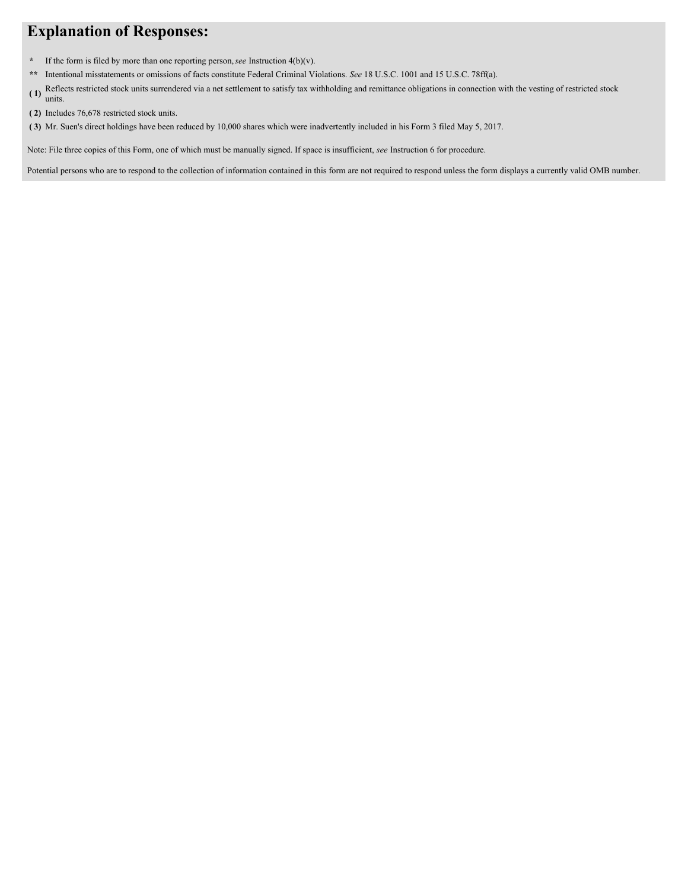# Explanation of Responses:

* If the form is filed by more than one reporting person, *see* Instruction 4(b)(v).

** Intentional misstatements or omissions of facts constitute Federal Criminal Violations. *See* 18 U.S.C. 1001 and 15 U.S.C. 78ff(a).

**( 1)** Reflects restricted stock units surrendered via a net settlement to satisfy tax withholding and remittance obligations in connection with the vesting of restricted stock units.

**( 2)** Includes 76,678 restricted stock units.

**( 3)** Mr. Suen's direct holdings have been reduced by 10,000 shares which were inadvertently included in his Form 3 filed May 5, 2017.

Note: File three copies of this Form, one of which must be manually signed. If space is insufficient, *see* Instruction 6 for procedure.

Potential persons who are to respond to the collection of information contained in this form are not required to respond unless the form displays a currently valid OMB number.